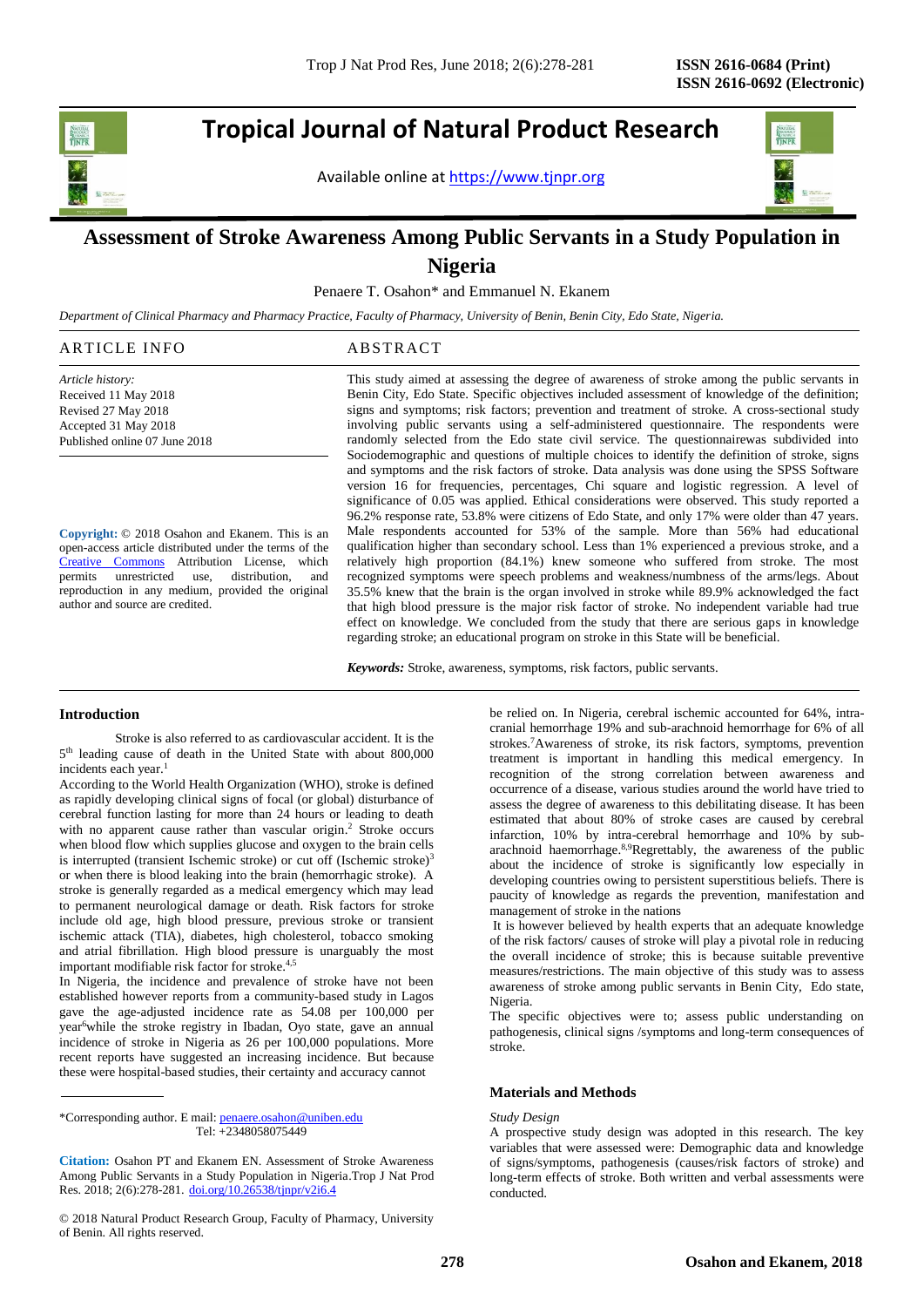# Tropical Journal of Natural Product Research

Available online at https://www.tjnpr.org

## Assessment of Stroke Awareness Among Public Servants in a Study Population in Nigeria

Penaere T. Osahon* and Emmanuel N. Ekanem

*Department of Clinical Pharmacy and Pharmacy Practice, Faculty of Pharmacy, University of Benin, Benin City, Edo State, Nigeria.*

### ARTICLE INFO

*Article history:*
Received 11 May 2018
Revised 27 May 2018
Accepted 31 May 2018
Published online 07 June 2018

**Copyright:** © 2018 Osahon and Ekanem. This is an open-access article distributed under the terms of the Creative Commons Attribution License, which permits unrestricted use, distribution, and reproduction in any medium, provided the original author and source are credited.

### ABSTRACT

This study aimed at assessing the degree of awareness of stroke among the public servants in Benin City, Edo State. Specific objectives included assessment of knowledge of the definition; signs and symptoms; risk factors; prevention and treatment of stroke. A cross-sectional study involving public servants using a self-administered questionnaire. The respondents were randomly selected from the Edo state civil service. The questionnairewas subdivided into Sociodemographic and questions of multiple choices to identify the definition of stroke, signs and symptoms and the risk factors of stroke. Data analysis was done using the SPSS Software version 16 for frequencies, percentages, Chi square and logistic regression. A level of significance of 0.05 was applied. Ethical considerations were observed. This study reported a 96.2% response rate, 53.8% were citizens of Edo State, and only 17% were older than 47 years. Male respondents accounted for 53% of the sample. More than 56% had educational qualification higher than secondary school. Less than 1% experienced a previous stroke, and a relatively high proportion (84.1%) knew someone who suffered from stroke. The most recognized symptoms were speech problems and weakness/numbness of the arms/legs. About 35.5% knew that the brain is the organ involved in stroke while 89.9% acknowledged the fact that high blood pressure is the major risk factor of stroke. No independent variable had true effect on knowledge. We concluded from the study that there are serious gaps in knowledge regarding stroke; an educational program on stroke in this State will be beneficial.

***Keywords:*** Stroke, awareness, symptoms, risk factors, public servants.

## Introduction

Stroke is also referred to as cardiovascular accident. It is the 5th leading cause of death in the United State with about 800,000 incidents each year.[1]

According to the World Health Organization (WHO), stroke is defined as rapidly developing clinical signs of focal (or global) disturbance of cerebral function lasting for more than 24 hours or leading to death with no apparent cause rather than vascular origin.[2] Stroke occurs when blood flow which supplies glucose and oxygen to the brain cells is interrupted (transient Ischemic stroke) or cut off (Ischemic stroke)[3] or when there is blood leaking into the brain (hemorrhagic stroke). A stroke is generally regarded as a medical emergency which may lead to permanent neurological damage or death. Risk factors for stroke include old age, high blood pressure, previous stroke or transient ischemic attack (TIA), diabetes, high cholesterol, tobacco smoking and atrial fibrillation. High blood pressure is unarguably the most important modifiable risk factor for stroke.[4,5]

In Nigeria, the incidence and prevalence of stroke have not been established however reports from a community-based study in Lagos gave the age-adjusted incidence rate as 54.08 per 100,000 per year[6]while the stroke registry in Ibadan, Oyo state, gave an annual incidence of stroke in Nigeria as 26 per 100,000 populations. More recent reports have suggested an increasing incidence. But because these were hospital-based studies, their certainty and accuracy cannot be relied on. In Nigeria, cerebral ischemic accounted for 64%, intra-cranial hemorrhage 19% and sub-arachnoid hemorrhage for 6% of all strokes.[7]Awareness of stroke, its risk factors, symptoms, prevention treatment is important in handling this medical emergency. In recognition of the strong correlation between awareness and occurrence of a disease, various studies around the world have tried to assess the degree of awareness to this debilitating disease. It has been estimated that about 80% of stroke cases are caused by cerebral infarction, 10% by intra-cerebral hemorrhage and 10% by sub-arachnoid haemorrhage.[8,9]Regrettably, the awareness of the public about the incidence of stroke is significantly low especially in developing countries owing to persistent superstitious beliefs. There is paucity of knowledge as regards the prevention, manifestation and management of stroke in the nations

It is however believed by health experts that an adequate knowledge of the risk factors/ causes of stroke will play a pivotal role in reducing the overall incidence of stroke; this is because suitable preventive measures/restrictions. The main objective of this study was to assess awareness of stroke among public servants in Benin City, Edo state, Nigeria.

The specific objectives were to; assess public understanding on pathogenesis, clinical signs /symptoms and long-term consequences of stroke.

## Materials and Methods

*Study Design*

A prospective study design was adopted in this research. The key variables that were assessed were: Demographic data and knowledge of signs/symptoms, pathogenesis (causes/risk factors of stroke) and long-term effects of stroke. Both written and verbal assessments were conducted.

*Corresponding author. E mail: penaere.osahon@uniben.edu
Tel: +2348058075449

**Citation:** Osahon PT and Ekanem EN. Assessment of Stroke Awareness Among Public Servants in a Study Population in Nigeria.Trop J Nat Prod Res. 2018; 2(6):278-281. doi.org/10.26538/tjnpr/v2i6.4

© 2018 Natural Product Research Group, Faculty of Pharmacy, University of Benin. All rights reserved.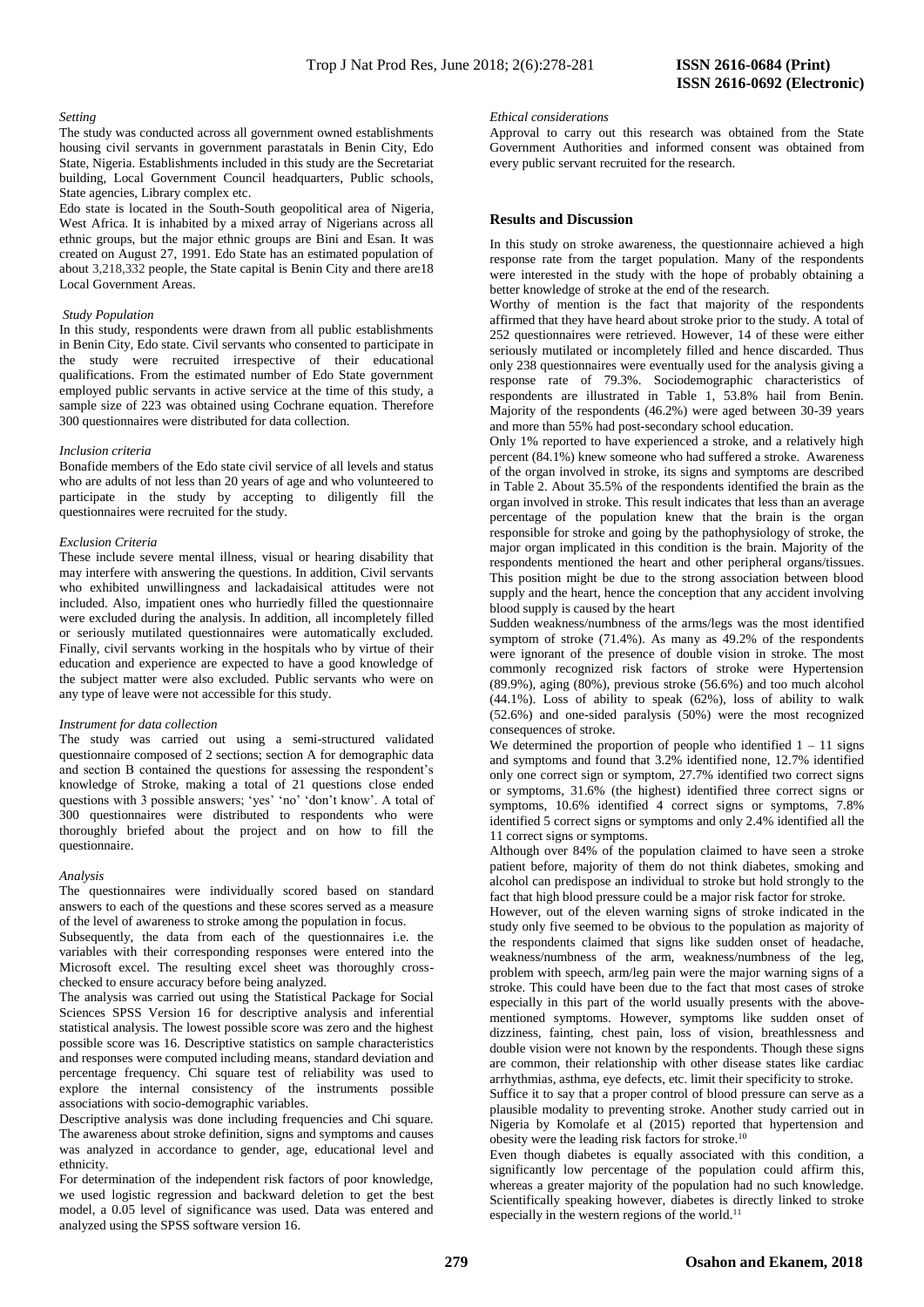*Setting*

The study was conducted across all government owned establishments housing civil servants in government parastatals in Benin City, Edo State, Nigeria. Establishments included in this study are the Secretariat building, Local Government Council headquarters, Public schools, State agencies, Library complex etc.

Edo state is located in the South-South geopolitical area of Nigeria, West Africa. It is inhabited by a mixed array of Nigerians across all ethnic groups, but the major ethnic groups are Bini and Esan. It was created on August 27, 1991. Edo State has an estimated population of about 3,218,332 people, the State capital is Benin City and there are18 Local Government Areas.

*Study Population*

In this study, respondents were drawn from all public establishments in Benin City, Edo state. Civil servants who consented to participate in the study were recruited irrespective of their educational qualifications. From the estimated number of Edo State government employed public servants in active service at the time of this study, a sample size of 223 was obtained using Cochrane equation. Therefore 300 questionnaires were distributed for data collection.

*Inclusion criteria*

Bonafide members of the Edo state civil service of all levels and status who are adults of not less than 20 years of age and who volunteered to participate in the study by accepting to diligently fill the questionnaires were recruited for the study.

*Exclusion Criteria*

These include severe mental illness, visual or hearing disability that may interfere with answering the questions. In addition, Civil servants who exhibited unwillingness and lackadaisical attitudes were not included. Also, impatient ones who hurriedly filled the questionnaire were excluded during the analysis. In addition, all incompletely filled or seriously mutilated questionnaires were automatically excluded. Finally, civil servants working in the hospitals who by virtue of their education and experience are expected to have a good knowledge of the subject matter were also excluded. Public servants who were on any type of leave were not accessible for this study.

*Instrument for data collection*

The study was carried out using a semi-structured validated questionnaire composed of 2 sections; section A for demographic data and section B contained the questions for assessing the respondent's knowledge of Stroke, making a total of 21 questions close ended questions with 3 possible answers; 'yes' 'no' 'don't know'. A total of 300 questionnaires were distributed to respondents who were thoroughly briefed about the project and on how to fill the questionnaire.

*Analysis*

The questionnaires were individually scored based on standard answers to each of the questions and these scores served as a measure of the level of awareness to stroke among the population in focus.

Subsequently, the data from each of the questionnaires i.e. the variables with their corresponding responses were entered into the Microsoft excel. The resulting excel sheet was thoroughly cross-checked to ensure accuracy before being analyzed.

The analysis was carried out using the Statistical Package for Social Sciences SPSS Version 16 for descriptive analysis and inferential statistical analysis. The lowest possible score was zero and the highest possible score was 16. Descriptive statistics on sample characteristics and responses were computed including means, standard deviation and percentage frequency. Chi square test of reliability was used to explore the internal consistency of the instruments possible associations with socio-demographic variables.

Descriptive analysis was done including frequencies and Chi square. The awareness about stroke definition, signs and symptoms and causes was analyzed in accordance to gender, age, educational level and ethnicity.

For determination of the independent risk factors of poor knowledge, we used logistic regression and backward deletion to get the best model, a 0.05 level of significance was used. Data was entered and analyzed using the SPSS software version 16.

*Ethical considerations*

Approval to carry out this research was obtained from the State Government Authorities and informed consent was obtained from every public servant recruited for the research.

## Results and Discussion

In this study on stroke awareness, the questionnaire achieved a high response rate from the target population. Many of the respondents were interested in the study with the hope of probably obtaining a better knowledge of stroke at the end of the research.

Worthy of mention is the fact that majority of the respondents affirmed that they have heard about stroke prior to the study. A total of 252 questionnaires were retrieved. However, 14 of these were either seriously mutilated or incompletely filled and hence discarded. Thus only 238 questionnaires were eventually used for the analysis giving a response rate of 79.3%. Sociodemographic characteristics of respondents are illustrated in Table 1, 53.8% hail from Benin. Majority of the respondents (46.2%) were aged between 30-39 years and more than 55% had post-secondary school education.

Only 1% reported to have experienced a stroke, and a relatively high percent (84.1%) knew someone who had suffered a stroke. Awareness of the organ involved in stroke, its signs and symptoms are described in Table 2. About 35.5% of the respondents identified the brain as the organ involved in stroke. This result indicates that less than an average percentage of the population knew that the brain is the organ responsible for stroke and going by the pathophysiology of stroke, the major organ implicated in this condition is the brain. Majority of the respondents mentioned the heart and other peripheral organs/tissues. This position might be due to the strong association between blood supply and the heart, hence the conception that any accident involving blood supply is caused by the heart

Sudden weakness/numbness of the arms/legs was the most identified symptom of stroke (71.4%). As many as 49.2% of the respondents were ignorant of the presence of double vision in stroke. The most commonly recognized risk factors of stroke were Hypertension (89.9%), aging (80%), previous stroke (56.6%) and too much alcohol (44.1%). Loss of ability to speak (62%), loss of ability to walk (52.6%) and one-sided paralysis (50%) were the most recognized consequences of stroke.

We determined the proportion of people who identified 1 – 11 signs and symptoms and found that 3.2% identified none, 12.7% identified only one correct sign or symptom, 27.7% identified two correct signs or symptoms, 31.6% (the highest) identified three correct signs or symptoms, 10.6% identified 4 correct signs or symptoms, 7.8% identified 5 correct signs or symptoms and only 2.4% identified all the 11 correct signs or symptoms.

Although over 84% of the population claimed to have seen a stroke patient before, majority of them do not think diabetes, smoking and alcohol can predispose an individual to stroke but hold strongly to the fact that high blood pressure could be a major risk factor for stroke.

However, out of the eleven warning signs of stroke indicated in the study only five seemed to be obvious to the population as majority of the respondents claimed that signs like sudden onset of headache, weakness/numbness of the arm, weakness/numbness of the leg, problem with speech, arm/leg pain were the major warning signs of a stroke. This could have been due to the fact that most cases of stroke especially in this part of the world usually presents with the above-mentioned symptoms. However, symptoms like sudden onset of dizziness, fainting, chest pain, loss of vision, breathlessness and double vision were not known by the respondents. Though these signs are common, their relationship with other disease states like cardiac arrhythmias, asthma, eye defects, etc. limit their specificity to stroke.

Suffice it to say that a proper control of blood pressure can serve as a plausible modality to preventing stroke. Another study carried out in Nigeria by Komolafe et al (2015) reported that hypertension and obesity were the leading risk factors for stroke.[10]

Even though diabetes is equally associated with this condition, a significantly low percentage of the population could affirm this, whereas a greater majority of the population had no such knowledge. Scientifically speaking however, diabetes is directly linked to stroke especially in the western regions of the world.[11]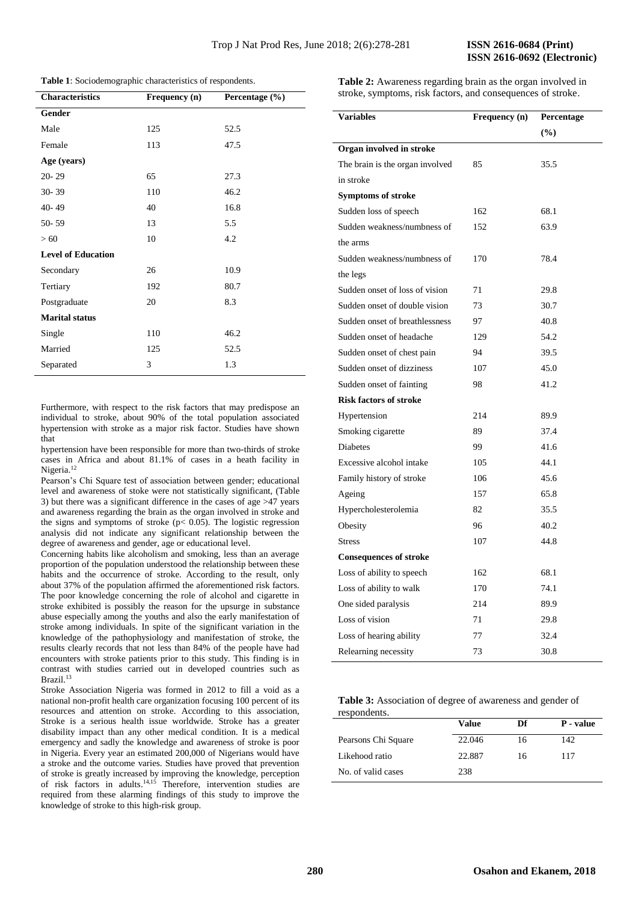**Table 1**: Sociodemographic characteristics of respondents.

| Characteristics | Frequency (n) | Percentage (%) |
|---|---|---|
| **Gender** | | |
| Male | 125 | 52.5 |
| Female | 113 | 47.5 |
| **Age (years)** | | |
| 20- 29 | 65 | 27.3 |
| 30- 39 | 110 | 46.2 |
| 40- 49 | 40 | 16.8 |
| 50- 59 | 13 | 5.5 |
| > 60 | 10 | 4.2 |
| **Level of Education** | | |
| Secondary | 26 | 10.9 |
| Tertiary | 192 | 80.7 |
| Postgraduate | 20 | 8.3 |
| **Marital status** | | |
| Single | 110 | 46.2 |
| Married | 125 | 52.5 |
| Separated | 3 | 1.3 |

Furthermore, with respect to the risk factors that may predispose an individual to stroke, about 90% of the total population associated hypertension with stroke as a major risk factor. Studies have shown that

hypertension have been responsible for more than two-thirds of stroke cases in Africa and about 81.1% of cases in a heath facility in Nigeria.[12]

Pearson's Chi Square test of association between gender; educational level and awareness of stoke were not statistically significant, (Table 3) but there was a significant difference in the cases of age >47 years and awareness regarding the brain as the organ involved in stroke and the signs and symptoms of stroke ($p < 0.05$). The logistic regression analysis did not indicate any significant relationship between the degree of awareness and gender, age or educational level.

Concerning habits like alcoholism and smoking, less than an average proportion of the population understood the relationship between these habits and the occurrence of stroke. According to the result, only about 37% of the population affirmed the aforementioned risk factors. The poor knowledge concerning the role of alcohol and cigarette in stroke exhibited is possibly the reason for the upsurge in substance abuse especially among the youths and also the early manifestation of stroke among individuals. In spite of the significant variation in the knowledge of the pathophysiology and manifestation of stroke, the results clearly records that not less than 84% of the people have had encounters with stroke patients prior to this study. This finding is in contrast with studies carried out in developed countries such as Brazil.[13]

Stroke Association Nigeria was formed in 2012 to fill a void as a national non-profit health care organization focusing 100 percent of its resources and attention on stroke. According to this association, Stroke is a serious health issue worldwide. Stroke has a greater disability impact than any other medical condition. It is a medical emergency and sadly the knowledge and awareness of stroke is poor in Nigeria. Every year an estimated 200,000 of Nigerians would have a stroke and the outcome varies. Studies have proved that prevention of stroke is greatly increased by improving the knowledge, perception of risk factors in adults.[14,15] Therefore, intervention studies are required from these alarming findings of this study to improve the knowledge of stroke to this high-risk group.

**Table 2:** Awareness regarding brain as the organ involved in stroke, symptoms, risk factors, and consequences of stroke.

| Variables | Frequency (n) | Percentage (%) |
|---|---|---|
| **Organ involved in stroke** | | |
| The brain is the organ involved in stroke | 85 | 35.5 |
| **Symptoms of stroke** | | |
| Sudden loss of speech | 162 | 68.1 |
| Sudden weakness/numbness of the arms | 152 | 63.9 |
| Sudden weakness/numbness of the legs | 170 | 78.4 |
| Sudden onset of loss of vision | 71 | 29.8 |
| Sudden onset of double vision | 73 | 30.7 |
| Sudden onset of breathlessness | 97 | 40.8 |
| Sudden onset of headache | 129 | 54.2 |
| Sudden onset of chest pain | 94 | 39.5 |
| Sudden onset of dizziness | 107 | 45.0 |
| Sudden onset of fainting | 98 | 41.2 |
| **Risk factors of stroke** | | |
| Hypertension | 214 | 89.9 |
| Smoking cigarette | 89 | 37.4 |
| Diabetes | 99 | 41.6 |
| Excessive alcohol intake | 105 | 44.1 |
| Family history of stroke | 106 | 45.6 |
| Ageing | 157 | 65.8 |
| Hypercholesterolemia | 82 | 35.5 |
| Obesity | 96 | 40.2 |
| Stress | 107 | 44.8 |
| **Consequences of stroke** | | |
| Loss of ability to speech | 162 | 68.1 |
| Loss of ability to walk | 170 | 74.1 |
| One sided paralysis | 214 | 89.9 |
| Loss of vision | 71 | 29.8 |
| Loss of hearing ability | 77 | 32.4 |
| Relearning necessity | 73 | 30.8 |

**Table 3:** Association of degree of awareness and gender of respondents.

| | Value | Df | P - value |
|---|---|---|---|
| Pearsons Chi Square | 22.046 | 16 | 142 |
| Likehood ratio | 22.887 | 16 | 117 |
| No. of valid cases | 238 | | |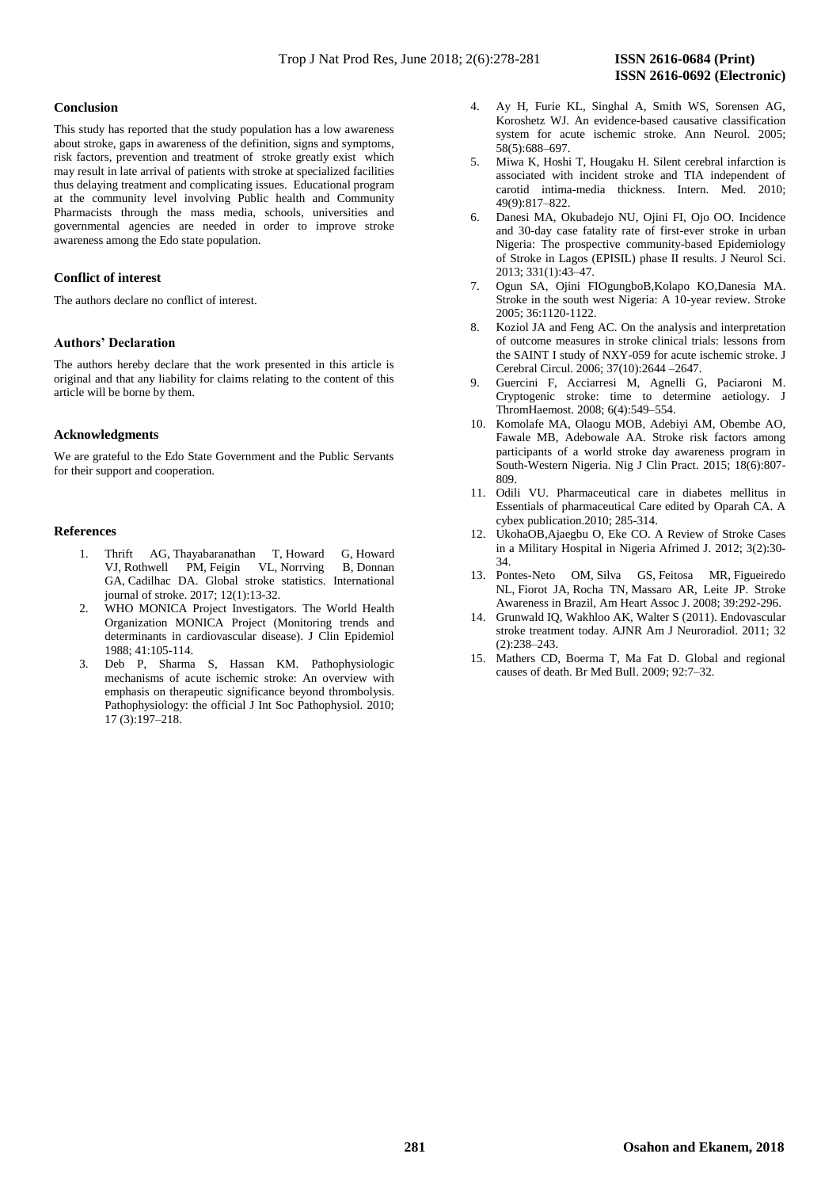## Conclusion

This study has reported that the study population has a low awareness about stroke, gaps in awareness of the definition, signs and symptoms, risk factors, prevention and treatment of stroke greatly exist which may result in late arrival of patients with stroke at specialized facilities thus delaying treatment and complicating issues. Educational program at the community level involving Public health and Community Pharmacists through the mass media, schools, universities and governmental agencies are needed in order to improve stroke awareness among the Edo state population.

## Conflict of interest

The authors declare no conflict of interest.

## Authors' Declaration

The authors hereby declare that the work presented in this article is original and that any liability for claims relating to the content of this article will be borne by them.

## Acknowledgments

We are grateful to the Edo State Government and the Public Servants for their support and cooperation.

## References

1. Thrift AG, Thayabaranathan T, Howard G, Howard VJ, Rothwell PM, Feigin VL, Norrving B, Donnan GA, Cadilhac DA. Global stroke statistics. International journal of stroke. 2017; 12(1):13-32.
2. WHO MONICA Project Investigators. The World Health Organization MONICA Project (Monitoring trends and determinants in cardiovascular disease). J Clin Epidemiol 1988; 41:105-114.
3. Deb P, Sharma S, Hassan KM. Pathophysiologic mechanisms of acute ischemic stroke: An overview with emphasis on therapeutic significance beyond thrombolysis. Pathophysiology: the official J Int Soc Pathophysiol. 2010; 17 (3):197–218.
4. Ay H, Furie KL, Singhal A, Smith WS, Sorensen AG, Koroshetz WJ. An evidence-based causative classification system for acute ischemic stroke. Ann Neurol. 2005; 58(5):688–697.
5. Miwa K, Hoshi T, Hougaku H. Silent cerebral infarction is associated with incident stroke and TIA independent of carotid intima-media thickness. Intern. Med. 2010; 49(9):817–822.
6. Danesi MA, Okubadejo NU, Ojini FI, Ojo OO. Incidence and 30-day case fatality rate of first-ever stroke in urban Nigeria: The prospective community-based Epidemiology of Stroke in Lagos (EPISIL) phase II results. J Neurol Sci. 2013; 331(1):43–47.
7. Ogun SA, Ojini FIOgungboB,Kolapo KO,Danesia MA. Stroke in the south west Nigeria: A 10-year review. Stroke 2005; 36:1120-1122.
8. Koziol JA and Feng AC. On the analysis and interpretation of outcome measures in stroke clinical trials: lessons from the SAINT I study of NXY-059 for acute ischemic stroke. J Cerebral Circul. 2006; 37(10):2644 –2647.
9. Guercini F, Acciarresi M, Agnelli G, Paciaroni M. Cryptogenic stroke: time to determine aetiology. J ThromHaemost. 2008; 6(4):549–554.
10. Komolafe MA, Olaogu MOB, Adebiyi AM, Obembe AO, Fawale MB, Adebowale AA. Stroke risk factors among participants of a world stroke day awareness program in South-Western Nigeria. Nig J Clin Pract. 2015; 18(6):807-809.
11. Odili VU. Pharmaceutical care in diabetes mellitus in Essentials of pharmaceutical Care edited by Oparah CA. A cybex publication.2010; 285-314.
12. UkohaOB,Ajaegbu O, Eke CO. A Review of Stroke Cases in a Military Hospital in Nigeria Afrimed J. 2012; 3(2):30-34.
13. Pontes-Neto OM, Silva GS, Feitosa MR, Figueiredo NL, Fiorot JA, Rocha TN, Massaro AR, Leite JP. Stroke Awareness in Brazil, Am Heart Assoc J. 2008; 39:292-296.
14. Grunwald IQ, Wakhloo AK, Walter S (2011). Endovascular stroke treatment today. AJNR Am J Neuroradiol. 2011; 32 (2):238–243.
15. Mathers CD, Boerma T, Ma Fat D. Global and regional causes of death. Br Med Bull. 2009; 92:7–32.